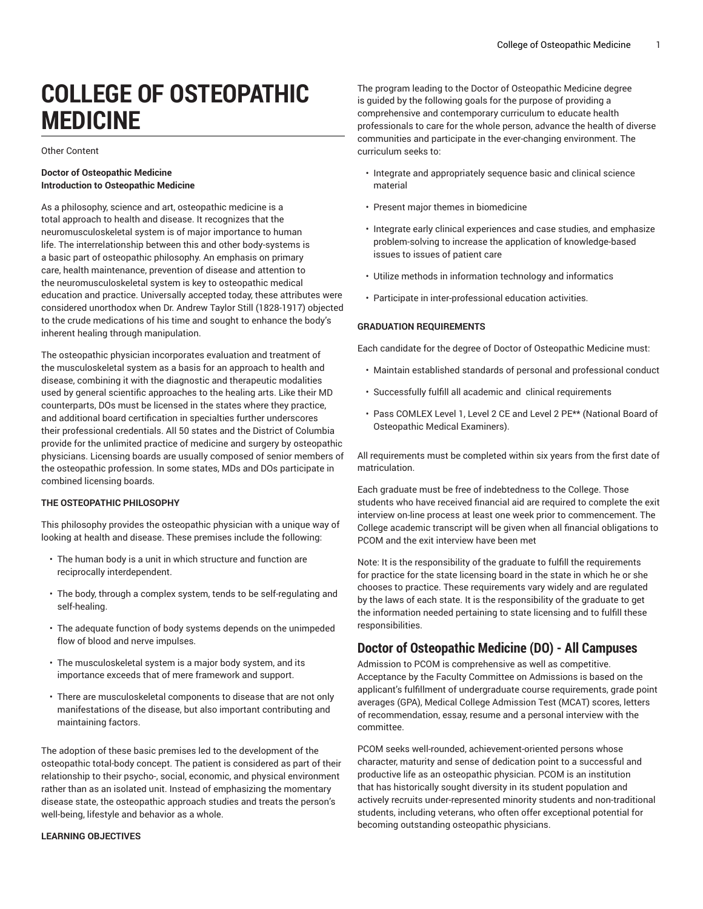# COLLEGE OF OSTEOPATHIC MEDICINE

Other Content

**Doctor of Osteopathic Medicine**
**Introduction to Osteopathic Medicine**

As a philosophy, science and art, osteopathic medicine is a total approach to health and disease. It recognizes that the neuromusculoskeletal system is of major importance to human life. The interrelationship between this and other body-systems is a basic part of osteopathic philosophy. An emphasis on primary care, health maintenance, prevention of disease and attention to the neuromusculoskeletal system is key to osteopathic medical education and practice. Universally accepted today, these attributes were considered unorthodox when Dr. Andrew Taylor Still (1828-1917) objected to the crude medications of his time and sought to enhance the body's inherent healing through manipulation.

The osteopathic physician incorporates evaluation and treatment of the musculoskeletal system as a basis for an approach to health and disease, combining it with the diagnostic and therapeutic modalities used by general scientific approaches to the healing arts. Like their MD counterparts, DOs must be licensed in the states where they practice, and additional board certification in specialties further underscores their professional credentials. All 50 states and the District of Columbia provide for the unlimited practice of medicine and surgery by osteopathic physicians. Licensing boards are usually composed of senior members of the osteopathic profession. In some states, MDs and DOs participate in combined licensing boards.

**THE OSTEOPATHIC PHILOSOPHY**

This philosophy provides the osteopathic physician with a unique way of looking at health and disease. These premises include the following:

- The human body is a unit in which structure and function are reciprocally interdependent.
- The body, through a complex system, tends to be self-regulating and self-healing.
- The adequate function of body systems depends on the unimpeded flow of blood and nerve impulses.
- The musculoskeletal system is a major body system, and its importance exceeds that of mere framework and support.
- There are musculoskeletal components to disease that are not only manifestations of the disease, but also important contributing and maintaining factors.

The adoption of these basic premises led to the development of the osteopathic total-body concept. The patient is considered as part of their relationship to their psycho-, social, economic, and physical environment rather than as an isolated unit. Instead of emphasizing the momentary disease state, the osteopathic approach studies and treats the person's well-being, lifestyle and behavior as a whole.

**LEARNING OBJECTIVES**

The program leading to the Doctor of Osteopathic Medicine degree is guided by the following goals for the purpose of providing a comprehensive and contemporary curriculum to educate health professionals to care for the whole person, advance the health of diverse communities and participate in the ever-changing environment. The curriculum seeks to:

- Integrate and appropriately sequence basic and clinical science material
- Present major themes in biomedicine
- Integrate early clinical experiences and case studies, and emphasize problem-solving to increase the application of knowledge-based issues to issues of patient care
- Utilize methods in information technology and informatics
- Participate in inter-professional education activities.

**GRADUATION REQUIREMENTS**

Each candidate for the degree of Doctor of Osteopathic Medicine must:

- Maintain established standards of personal and professional conduct
- Successfully fulfill all academic and clinical requirements
- Pass COMLEX Level 1, Level 2 CE and Level 2 PE** (National Board of Osteopathic Medical Examiners).

All requirements must be completed within six years from the first date of matriculation.

Each graduate must be free of indebtedness to the College. Those students who have received financial aid are required to complete the exit interview on-line process at least one week prior to commencement. The College academic transcript will be given when all financial obligations to PCOM and the exit interview have been met

Note: It is the responsibility of the graduate to fulfill the requirements for practice for the state licensing board in the state in which he or she chooses to practice. These requirements vary widely and are regulated by the laws of each state. It is the responsibility of the graduate to get the information needed pertaining to state licensing and to fulfill these responsibilities.

## Doctor of Osteopathic Medicine (DO) - All Campuses

Admission to PCOM is comprehensive as well as competitive. Acceptance by the Faculty Committee on Admissions is based on the applicant's fulfillment of undergraduate course requirements, grade point averages (GPA), Medical College Admission Test (MCAT) scores, letters of recommendation, essay, resume and a personal interview with the committee.

PCOM seeks well-rounded, achievement-oriented persons whose character, maturity and sense of dedication point to a successful and productive life as an osteopathic physician. PCOM is an institution that has historically sought diversity in its student population and actively recruits under-represented minority students and non-traditional students, including veterans, who often offer exceptional potential for becoming outstanding osteopathic physicians.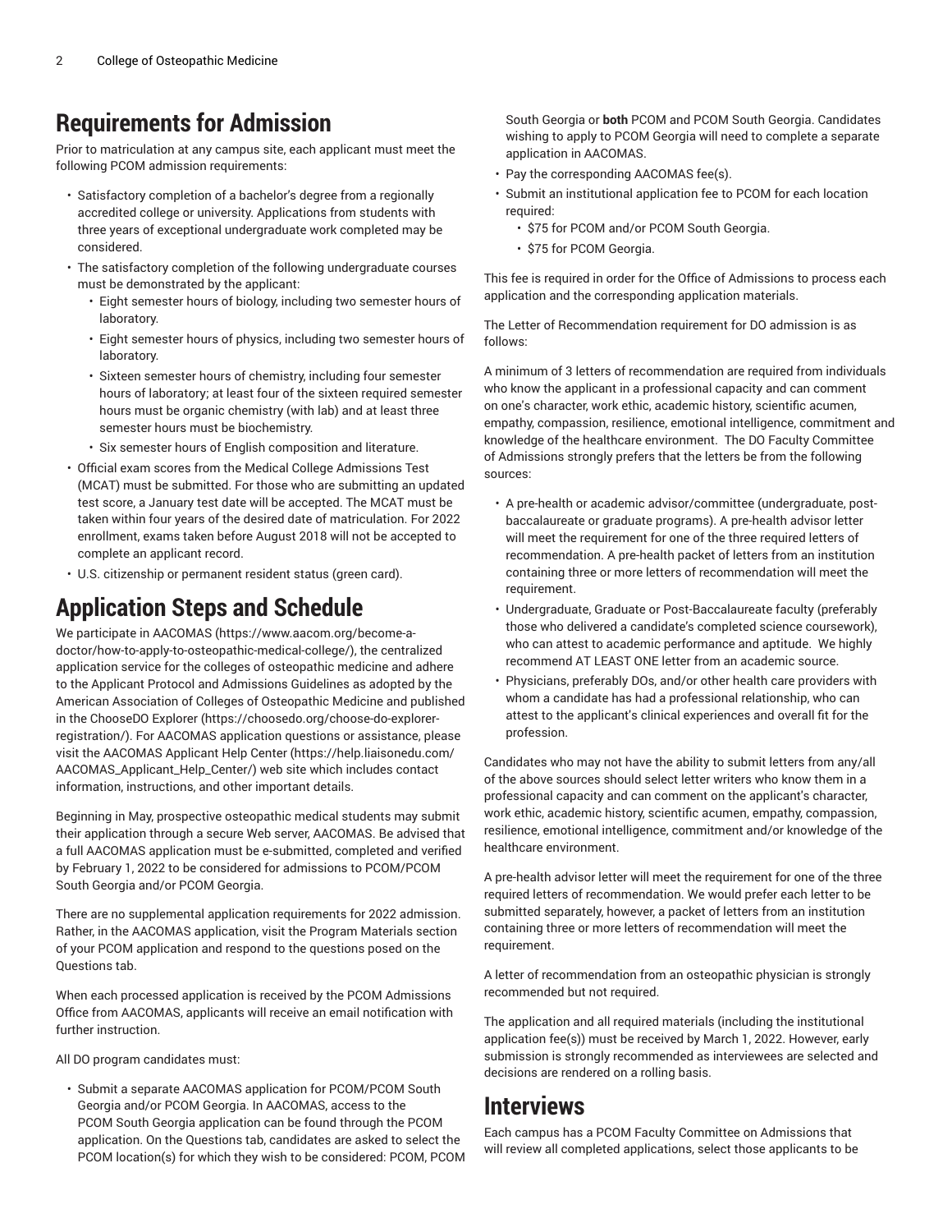## Requirements for Admission

Prior to matriculation at any campus site, each applicant must meet the following PCOM admission requirements:

- Satisfactory completion of a bachelor's degree from a regionally accredited college or university. Applications from students with three years of exceptional undergraduate work completed may be considered.
- The satisfactory completion of the following undergraduate courses must be demonstrated by the applicant:
  - Eight semester hours of biology, including two semester hours of laboratory.
  - Eight semester hours of physics, including two semester hours of laboratory.
  - Sixteen semester hours of chemistry, including four semester hours of laboratory; at least four of the sixteen required semester hours must be organic chemistry (with lab) and at least three semester hours must be biochemistry.
  - Six semester hours of English composition and literature.
- Official exam scores from the Medical College Admissions Test (MCAT) must be submitted. For those who are submitting an updated test score, a January test date will be accepted. The MCAT must be taken within four years of the desired date of matriculation. For 2022 enrollment, exams taken before August 2018 will not be accepted to complete an applicant record.
- U.S. citizenship or permanent resident status (green card).

## Application Steps and Schedule

We participate in AACOMAS (https://www.aacom.org/become-a-doctor/how-to-apply-to-osteopathic-medical-college/), the centralized application service for the colleges of osteopathic medicine and adhere to the Applicant Protocol and Admissions Guidelines as adopted by the American Association of Colleges of Osteopathic Medicine and published in the ChooseDO Explorer (https://choosedo.org/choose-do-explorer-registration/). For AACOMAS application questions or assistance, please visit the AACOMAS Applicant Help Center (https://help.liaisonedu.com/AACOMAS_Applicant_Help_Center/) web site which includes contact information, instructions, and other important details.

Beginning in May, prospective osteopathic medical students may submit their application through a secure Web server, AACOMAS. Be advised that a full AACOMAS application must be e-submitted, completed and verified by February 1, 2022 to be considered for admissions to PCOM/PCOM South Georgia and/or PCOM Georgia.

There are no supplemental application requirements for 2022 admission. Rather, in the AACOMAS application, visit the Program Materials section of your PCOM application and respond to the questions posed on the Questions tab.

When each processed application is received by the PCOM Admissions Office from AACOMAS, applicants will receive an email notification with further instruction.

All DO program candidates must:

- Submit a separate AACOMAS application for PCOM/PCOM South Georgia and/or PCOM Georgia. In AACOMAS, access to the PCOM South Georgia application can be found through the PCOM application. On the Questions tab, candidates are asked to select the PCOM location(s) for which they wish to be considered: PCOM, PCOM South Georgia or **both** PCOM and PCOM South Georgia. Candidates wishing to apply to PCOM Georgia will need to complete a separate application in AACOMAS.
- Pay the corresponding AACOMAS fee(s).
- Submit an institutional application fee to PCOM for each location required:
  - $75 for PCOM and/or PCOM South Georgia.
  - $75 for PCOM Georgia.

This fee is required in order for the Office of Admissions to process each application and the corresponding application materials.

The Letter of Recommendation requirement for DO admission is as follows:

A minimum of 3 letters of recommendation are required from individuals who know the applicant in a professional capacity and can comment on one's character, work ethic, academic history, scientific acumen, empathy, compassion, resilience, emotional intelligence, commitment and knowledge of the healthcare environment. The DO Faculty Committee of Admissions strongly prefers that the letters be from the following sources:

- A pre-health or academic advisor/committee (undergraduate, post-baccalaureate or graduate programs). A pre-health advisor letter will meet the requirement for one of the three required letters of recommendation. A pre-health packet of letters from an institution containing three or more letters of recommendation will meet the requirement.
- Undergraduate, Graduate or Post-Baccalaureate faculty (preferably those who delivered a candidate's completed science coursework), who can attest to academic performance and aptitude. We highly recommend AT LEAST ONE letter from an academic source.
- Physicians, preferably DOs, and/or other health care providers with whom a candidate has had a professional relationship, who can attest to the applicant's clinical experiences and overall fit for the profession.

Candidates who may not have the ability to submit letters from any/all of the above sources should select letter writers who know them in a professional capacity and can comment on the applicant's character, work ethic, academic history, scientific acumen, empathy, compassion, resilience, emotional intelligence, commitment and/or knowledge of the healthcare environment.

A pre-health advisor letter will meet the requirement for one of the three required letters of recommendation. We would prefer each letter to be submitted separately, however, a packet of letters from an institution containing three or more letters of recommendation will meet the requirement.

A letter of recommendation from an osteopathic physician is strongly recommended but not required.

The application and all required materials (including the institutional application fee(s)) must be received by March 1, 2022. However, early submission is strongly recommended as interviewees are selected and decisions are rendered on a rolling basis.

## Interviews

Each campus has a PCOM Faculty Committee on Admissions that will review all completed applications, select those applicants to be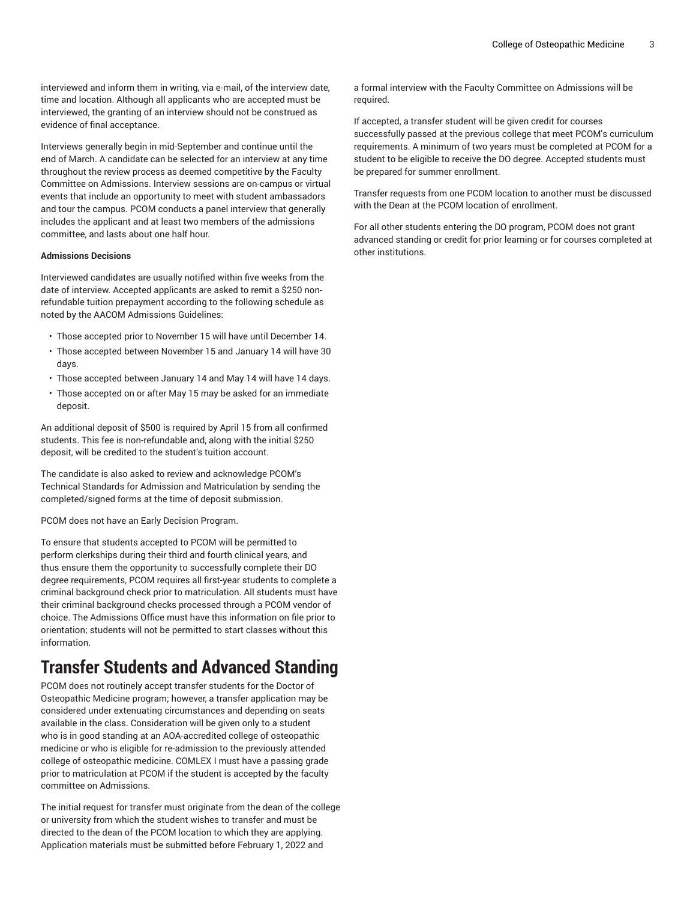interviewed and inform them in writing, via e-mail, of the interview date, time and location. Although all applicants who are accepted must be interviewed, the granting of an interview should not be construed as evidence of final acceptance.

Interviews generally begin in mid-September and continue until the end of March. A candidate can be selected for an interview at any time throughout the review process as deemed competitive by the Faculty Committee on Admissions. Interview sessions are on-campus or virtual events that include an opportunity to meet with student ambassadors and tour the campus. PCOM conducts a panel interview that generally includes the applicant and at least two members of the admissions committee, and lasts about one half hour.

**Admissions Decisions**

Interviewed candidates are usually notified within five weeks from the date of interview. Accepted applicants are asked to remit a $250 non-refundable tuition prepayment according to the following schedule as noted by the AACOM Admissions Guidelines:

- Those accepted prior to November 15 will have until December 14.
- Those accepted between November 15 and January 14 will have 30 days.
- Those accepted between January 14 and May 14 will have 14 days.
- Those accepted on or after May 15 may be asked for an immediate deposit.

An additional deposit of $500 is required by April 15 from all confirmed students. This fee is non-refundable and, along with the initial $250 deposit, will be credited to the student's tuition account.

The candidate is also asked to review and acknowledge PCOM's Technical Standards for Admission and Matriculation by sending the completed/signed forms at the time of deposit submission.

PCOM does not have an Early Decision Program.

To ensure that students accepted to PCOM will be permitted to perform clerkships during their third and fourth clinical years, and thus ensure them the opportunity to successfully complete their DO degree requirements, PCOM requires all first-year students to complete a criminal background check prior to matriculation. All students must have their criminal background checks processed through a PCOM vendor of choice. The Admissions Office must have this information on file prior to orientation; students will not be permitted to start classes without this information.

# Transfer Students and Advanced Standing

PCOM does not routinely accept transfer students for the Doctor of Osteopathic Medicine program; however, a transfer application may be considered under extenuating circumstances and depending on seats available in the class. Consideration will be given only to a student who is in good standing at an AOA-accredited college of osteopathic medicine or who is eligible for re-admission to the previously attended college of osteopathic medicine. COMLEX I must have a passing grade prior to matriculation at PCOM if the student is accepted by the faculty committee on Admissions.

The initial request for transfer must originate from the dean of the college or university from which the student wishes to transfer and must be directed to the dean of the PCOM location to which they are applying. Application materials must be submitted before February 1, 2022 and a formal interview with the Faculty Committee on Admissions will be required.

If accepted, a transfer student will be given credit for courses successfully passed at the previous college that meet PCOM's curriculum requirements. A minimum of two years must be completed at PCOM for a student to be eligible to receive the DO degree. Accepted students must be prepared for summer enrollment.

Transfer requests from one PCOM location to another must be discussed with the Dean at the PCOM location of enrollment.

For all other students entering the DO program, PCOM does not grant advanced standing or credit for prior learning or for courses completed at other institutions.